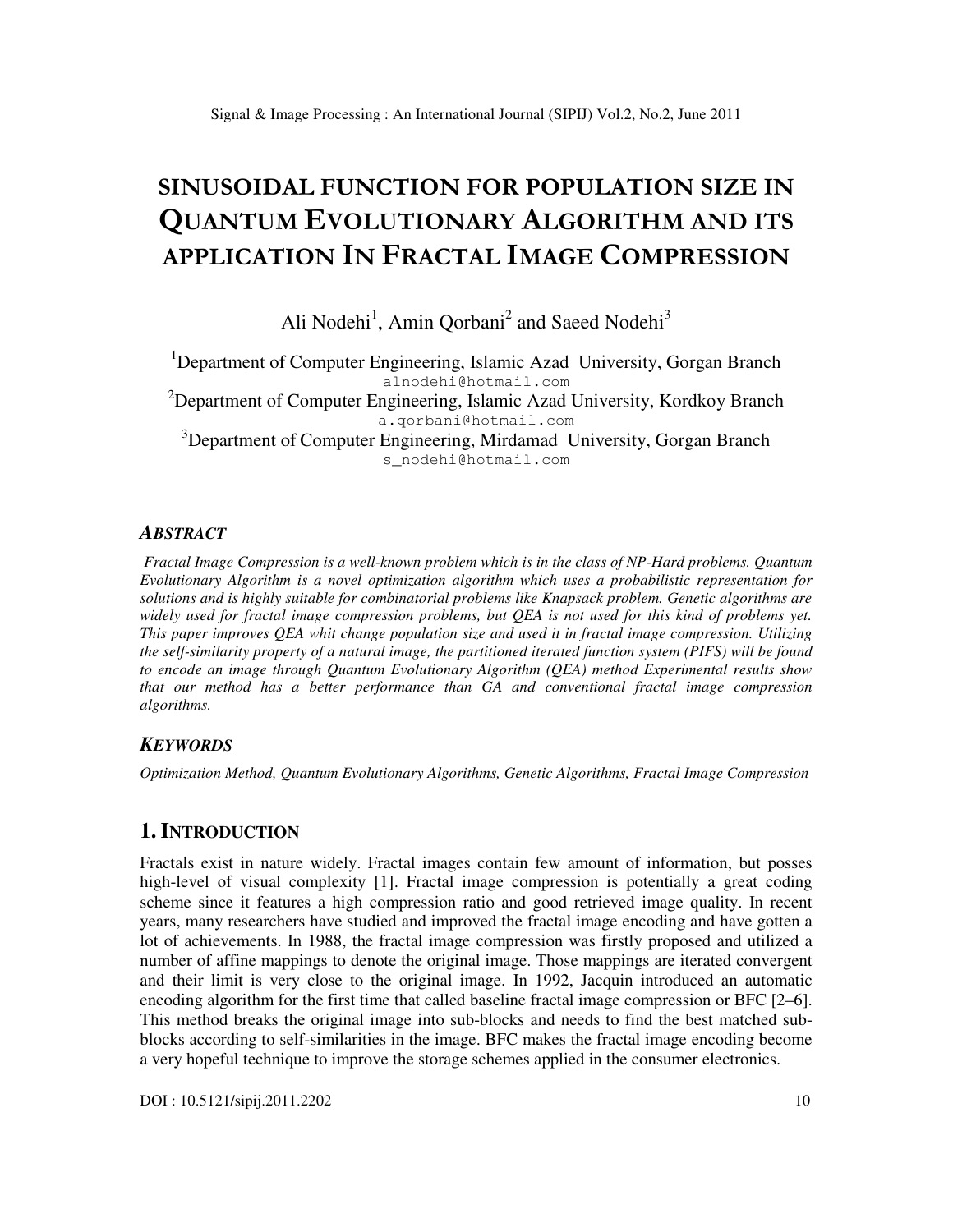# SINUSOIDAL FUNCTION FOR POPULATION SIZE IN QUANTUM EVOLUTIONARY ALGORITHM AND ITS APPLICATION IN FRACTAL IMAGE COMPRESSION

Ali Nodehi[1], Amin Qorbani[2] and Saeed Nodehi[3]

[1]Department of Computer Engineering, Islamic Azad University, Gorgan Branch
alnodehi@hotmail.com
[2]Department of Computer Engineering, Islamic Azad University, Kordkoy Branch
a.qorbani@hotmail.com
[3]Department of Computer Engineering, Mirdamad University, Gorgan Branch
s_nodehi@hotmail.com

### *ABSTRACT*

*Fractal Image Compression is a well-known problem which is in the class of NP-Hard problems. Quantum Evolutionary Algorithm is a novel optimization algorithm which uses a probabilistic representation for solutions and is highly suitable for combinatorial problems like Knapsack problem. Genetic algorithms are widely used for fractal image compression problems, but QEA is not used for this kind of problems yet. This paper improves QEA whit change population size and used it in fractal image compression. Utilizing the self-similarity property of a natural image, the partitioned iterated function system (PIFS) will be found to encode an image through Quantum Evolutionary Algorithm (QEA) method Experimental results show that our method has a better performance than GA and conventional fractal image compression algorithms.*

### *KEYWORDS*

*Optimization Method, Quantum Evolutionary Algorithms, Genetic Algorithms, Fractal Image Compression*

## 1. INTRODUCTION

Fractals exist in nature widely. Fractal images contain few amount of information, but posses high-level of visual complexity [1]. Fractal image compression is potentially a great coding scheme since it features a high compression ratio and good retrieved image quality. In recent years, many researchers have studied and improved the fractal image encoding and have gotten a lot of achievements. In 1988, the fractal image compression was firstly proposed and utilized a number of affine mappings to denote the original image. Those mappings are iterated convergent and their limit is very close to the original image. In 1992, Jacquin introduced an automatic encoding algorithm for the first time that called baseline fractal image compression or BFC [2–6]. This method breaks the original image into sub-blocks and needs to find the best matched sub-blocks according to self-similarities in the image. BFC makes the fractal image encoding become a very hopeful technique to improve the storage schemes applied in the consumer electronics.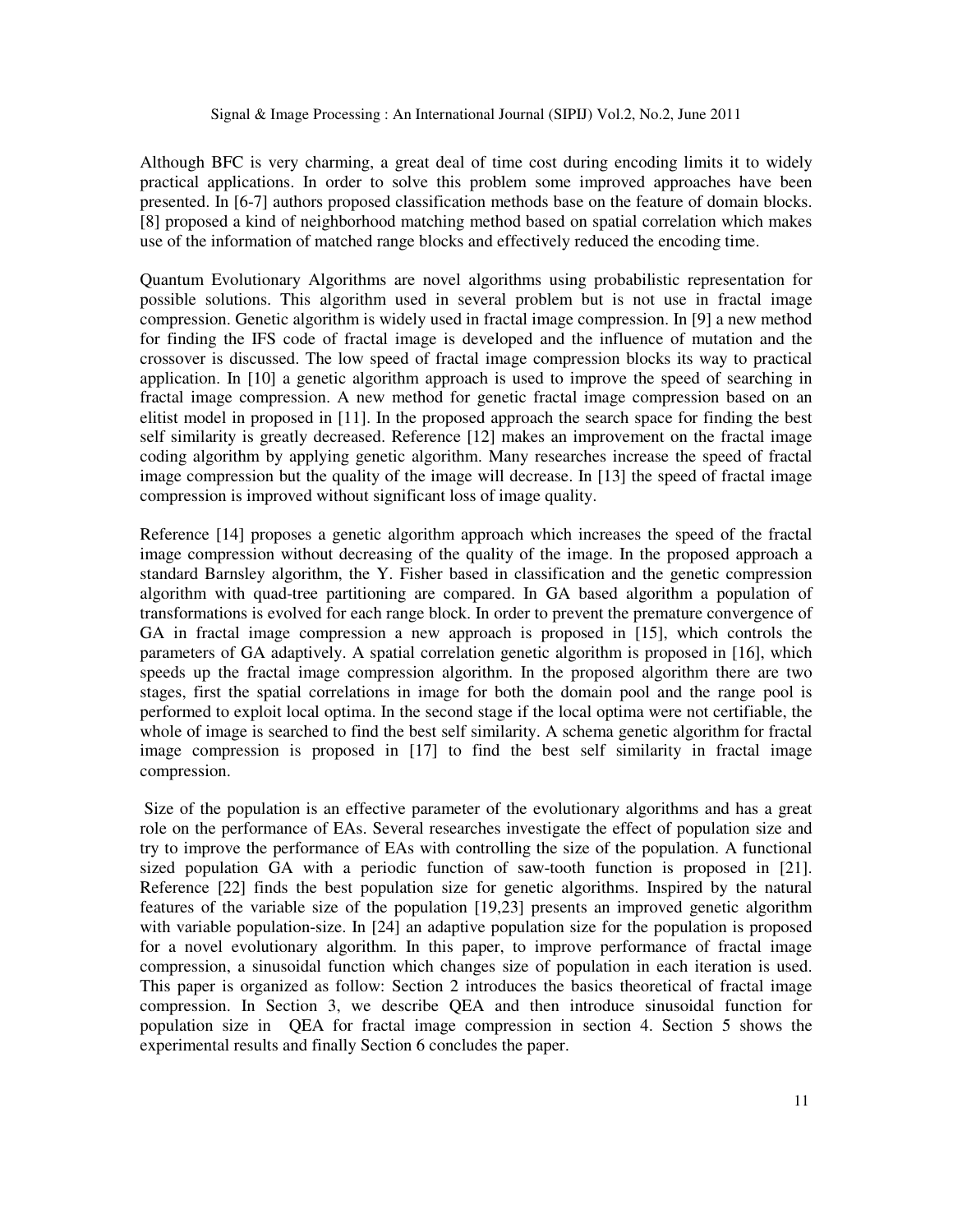Although BFC is very charming, a great deal of time cost during encoding limits it to widely practical applications. In order to solve this problem some improved approaches have been presented. In [6-7] authors proposed classification methods base on the feature of domain blocks. [8] proposed a kind of neighborhood matching method based on spatial correlation which makes use of the information of matched range blocks and effectively reduced the encoding time.

Quantum Evolutionary Algorithms are novel algorithms using probabilistic representation for possible solutions. This algorithm used in several problem but is not use in fractal image compression. Genetic algorithm is widely used in fractal image compression. In [9] a new method for finding the IFS code of fractal image is developed and the influence of mutation and the crossover is discussed. The low speed of fractal image compression blocks its way to practical application. In [10] a genetic algorithm approach is used to improve the speed of searching in fractal image compression. A new method for genetic fractal image compression based on an elitist model in proposed in [11]. In the proposed approach the search space for finding the best self similarity is greatly decreased. Reference [12] makes an improvement on the fractal image coding algorithm by applying genetic algorithm. Many researches increase the speed of fractal image compression but the quality of the image will decrease. In [13] the speed of fractal image compression is improved without significant loss of image quality.

Reference [14] proposes a genetic algorithm approach which increases the speed of the fractal image compression without decreasing of the quality of the image. In the proposed approach a standard Barnsley algorithm, the Y. Fisher based in classification and the genetic compression algorithm with quad-tree partitioning are compared. In GA based algorithm a population of transformations is evolved for each range block. In order to prevent the premature convergence of GA in fractal image compression a new approach is proposed in [15], which controls the parameters of GA adaptively. A spatial correlation genetic algorithm is proposed in [16], which speeds up the fractal image compression algorithm. In the proposed algorithm there are two stages, first the spatial correlations in image for both the domain pool and the range pool is performed to exploit local optima. In the second stage if the local optima were not certifiable, the whole of image is searched to find the best self similarity. A schema genetic algorithm for fractal image compression is proposed in [17] to find the best self similarity in fractal image compression.

Size of the population is an effective parameter of the evolutionary algorithms and has a great role on the performance of EAs. Several researches investigate the effect of population size and try to improve the performance of EAs with controlling the size of the population. A functional sized population GA with a periodic function of saw-tooth function is proposed in [21]. Reference [22] finds the best population size for genetic algorithms. Inspired by the natural features of the variable size of the population [19,23] presents an improved genetic algorithm with variable population-size. In [24] an adaptive population size for the population is proposed for a novel evolutionary algorithm. In this paper, to improve performance of fractal image compression, a sinusoidal function which changes size of population in each iteration is used. This paper is organized as follow: Section 2 introduces the basics theoretical of fractal image compression. In Section 3, we describe QEA and then introduce sinusoidal function for population size in QEA for fractal image compression in section 4. Section 5 shows the experimental results and finally Section 6 concludes the paper.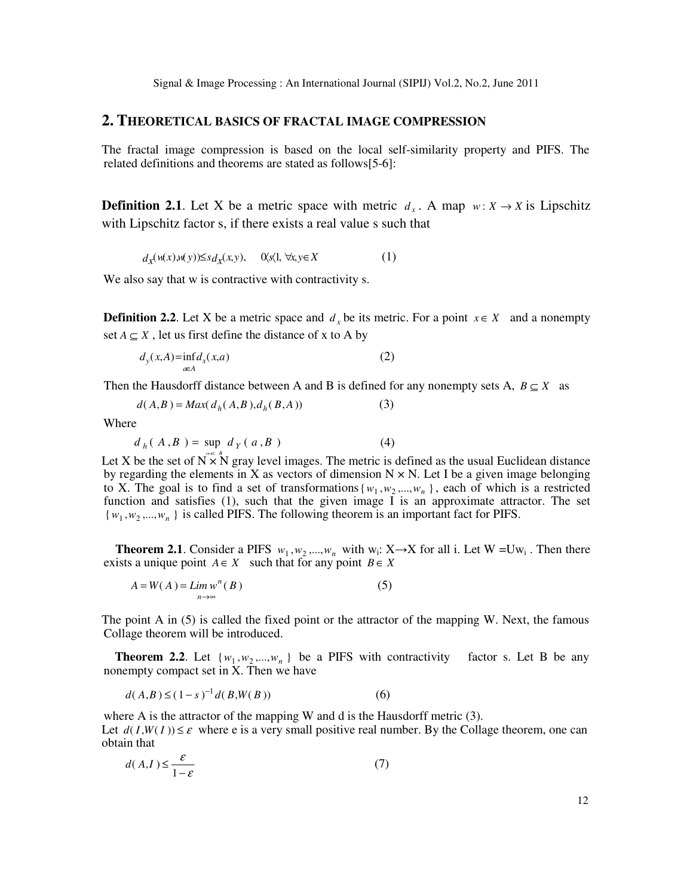## 2. THEORETICAL BASICS OF FRACTAL IMAGE COMPRESSION

The fractal image compression is based on the local self-similarity property and PIFS. The related definitions and theorems are stated as follows[5-6]:

**Definition 2.1**. Let X be a metric space with metric $d_x$. A map $w: X \rightarrow X$ is Lipschitz with Lipschitz factor s, if there exists a real value s such that

$$d_X(w(x),w(y)) \leq s\, d_X(x,y), \quad 0 \langle s \langle 1, \ \forall x,y \in X \tag{1}$$

We also say that w is contractive with contractivity s.

**Definition 2.2**. Let X be a metric space and $d_x$ be its metric. For a point $x \in X$ and a nonempty set $A \subseteq X$, let us first define the distance of x to A by

$$d_y(x,A) = \inf_{a \in A} d_x(x,a) \tag{2}$$

Then the Hausdorff distance between A and B is defined for any nonempty sets A, $B \subseteq X$ as

$$d(A,B) = Max(d_h(A,B), d_h(B,A)) \tag{3}$$

Where

$$d_h(A,B) = \sup_{a \in A} d_Y(a,B) \tag{4}$$

Let X be the set of N × N gray level images. The metric is defined as the usual Euclidean distance by regarding the elements in X as vectors of dimension N × N. Let I be a given image belonging to X. The goal is to find a set of transformations $\{w_1, w_2, ..., w_n\}$, each of which is a restricted function and satisfies (1), such that the given image I is an approximate attractor. The set $\{w_1, w_2, ..., w_n\}$ is called PIFS. The following theorem is an important fact for PIFS.

**Theorem 2.1**. Consider a PIFS $w_1, w_2, ..., w_n$ with $w_i$: X→X for all i. Let W =U$w_i$. Then there exists a unique point $A \in X$ such that for any point $B \in X$

$$A = W(A) = \lim_{n \to \infty} w^n(B) \tag{5}$$

The point A in (5) is called the fixed point or the attractor of the mapping W. Next, the famous Collage theorem will be introduced.

**Theorem 2.2**. Let $\{w_1, w_2, ..., w_n\}$ be a PIFS with contractivity factor s. Let B be any nonempty compact set in X. Then we have

$$d(A,B) \leq (1-s)^{-1} d(B,W(B)) \tag{6}$$

where A is the attractor of the mapping W and d is the Hausdorff metric (3).

Let $d(I,W(I)) \leq \varepsilon$ where e is a very small positive real number. By the Collage theorem, one can obtain that

$$d(A,I) \leq \frac{\varepsilon}{1-\varepsilon} \tag{7}$$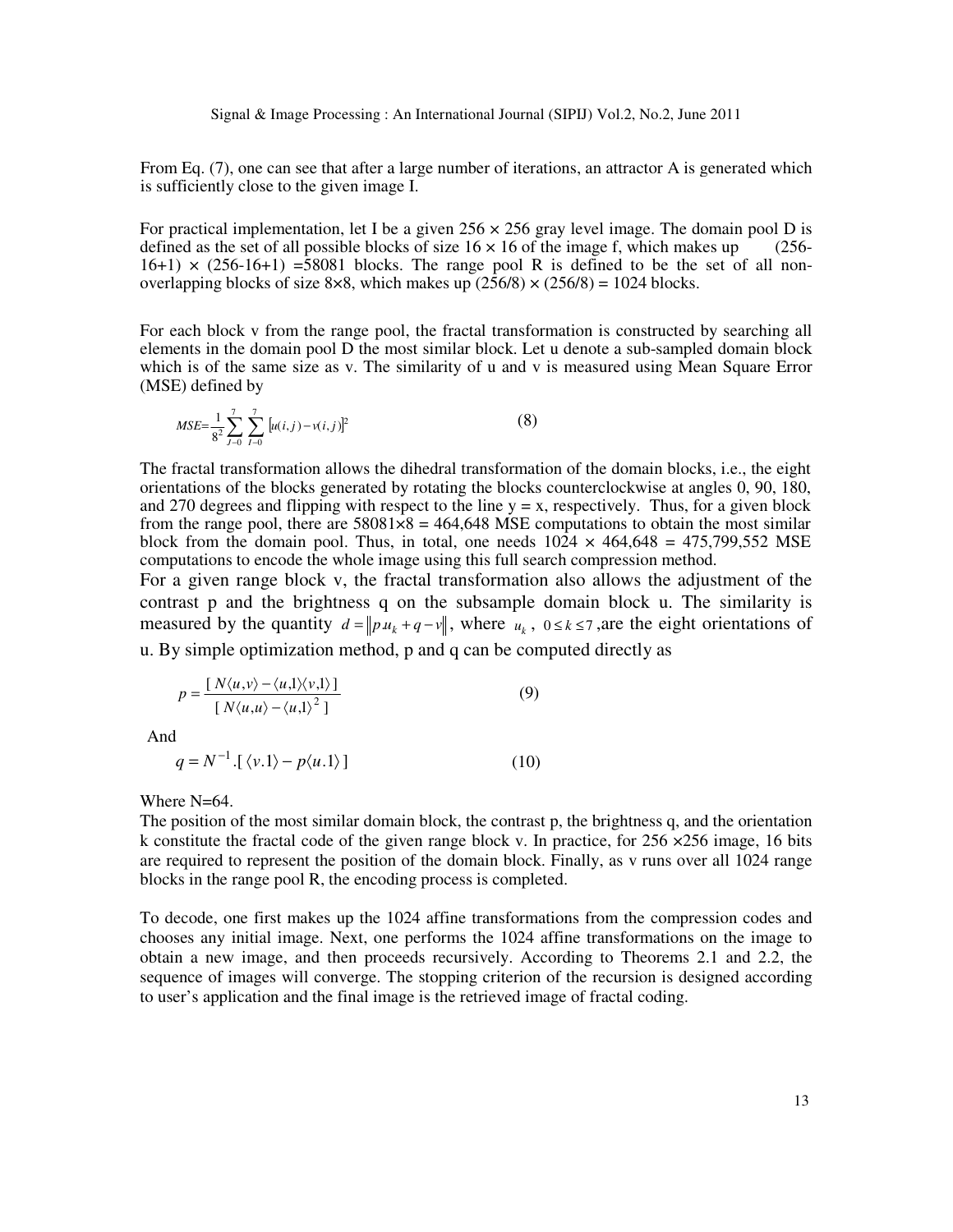From Eq. (7), one can see that after a large number of iterations, an attractor A is generated which is sufficiently close to the given image I.

For practical implementation, let I be a given 256 × 256 gray level image. The domain pool D is defined as the set of all possible blocks of size 16 × 16 of the image f, which makes up (256-16+1) × (256-16+1) =58081 blocks. The range pool R is defined to be the set of all non-overlapping blocks of size 8×8, which makes up (256/8) × (256/8) = 1024 blocks.

For each block v from the range pool, the fractal transformation is constructed by searching all elements in the domain pool D the most similar block. Let u denote a sub-sampled domain block which is of the same size as v. The similarity of u and v is measured using Mean Square Error (MSE) defined by

$$MSE=\frac{1}{8^2}\sum_{J=0}^{7}\sum_{I=0}^{7}[u(i,j)-v(i,j)]^2 \qquad (8)$$

The fractal transformation allows the dihedral transformation of the domain blocks, i.e., the eight orientations of the blocks generated by rotating the blocks counterclockwise at angles 0, 90, 180, and 270 degrees and flipping with respect to the line y = x, respectively. Thus, for a given block from the range pool, there are 58081×8 = 464,648 MSE computations to obtain the most similar block from the domain pool. Thus, in total, one needs 1024 × 464,648 = 475,799,552 MSE computations to encode the whole image using this full search compression method.

For a given range block v, the fractal transformation also allows the adjustment of the contrast p and the brightness q on the subsample domain block u. The similarity is measured by the quantity $d = \| p.u_k + q - v \|$, where $u_k$, $0 \le k \le 7$ ,are the eight orientations of u. By simple optimization method, p and q can be computed directly as

$$p = \frac{[\, N\langle u,v\rangle - \langle u,1\rangle\langle v,1\rangle \,]}{[\, N\langle u,u\rangle - \langle u,1\rangle^2 \,]} \qquad (9)$$

And

$$q = N^{-1}.[\, \langle v.1\rangle - p\langle u.1\rangle \,] \qquad (10)$$

Where N=64.

The position of the most similar domain block, the contrast p, the brightness q, and the orientation k constitute the fractal code of the given range block v. In practice, for 256 ×256 image, 16 bits are required to represent the position of the domain block. Finally, as v runs over all 1024 range blocks in the range pool R, the encoding process is completed.

To decode, one first makes up the 1024 affine transformations from the compression codes and chooses any initial image. Next, one performs the 1024 affine transformations on the image to obtain a new image, and then proceeds recursively. According to Theorems 2.1 and 2.2, the sequence of images will converge. The stopping criterion of the recursion is designed according to user's application and the final image is the retrieved image of fractal coding.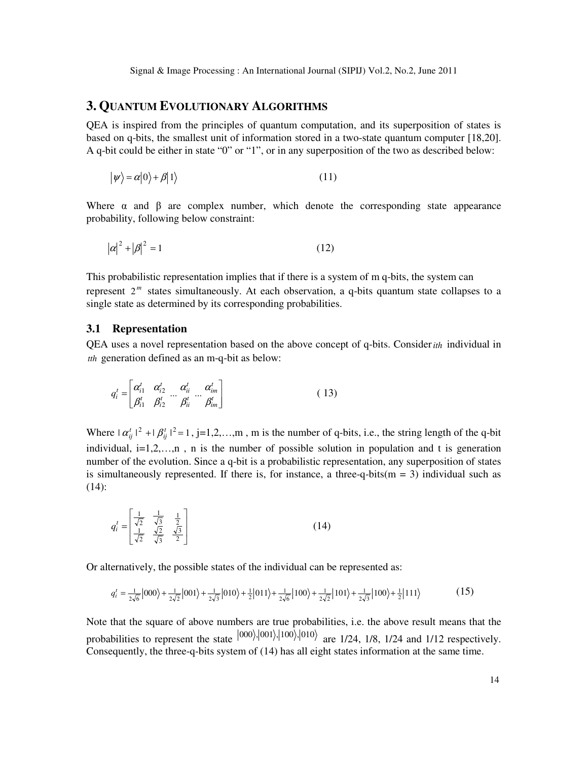## 3. QUANTUM EVOLUTIONARY ALGORITHMS

QEA is inspired from the principles of quantum computation, and its superposition of states is based on q-bits, the smallest unit of information stored in a two-state quantum computer [18,20]. A q-bit could be either in state "0" or "1", or in any superposition of the two as described below:

$$|\psi\rangle = \alpha|0\rangle + \beta|1\rangle \tag{11}$$

Where α and β are complex number, which denote the corresponding state appearance probability, following below constraint:

$$|\alpha|^2 + |\beta|^2 = 1 \tag{12}$$

This probabilistic representation implies that if there is a system of m q-bits, the system can represent $2^m$ states simultaneously. At each observation, a q-bits quantum state collapses to a single state as determined by its corresponding probabilities.

### 3.1 Representation

QEA uses a novel representation based on the above concept of q-bits. Consider $ith$ individual in $tth$ generation defined as an m-q-bit as below:

$$q_i^t = \begin{bmatrix} \alpha_{i1}^t & \alpha_{i2}^t & \cdots & \alpha_{ii}^t & \cdots & \alpha_{im}^t \\ \beta_{i1}^t & \beta_{i2}^t & \cdots & \beta_{ii}^t & \cdots & \beta_{im}^t \end{bmatrix} \tag{13}$$

Where $|\alpha_{ij}^t|^2 + |\beta_{ij}^t|^2 = 1$, j=1,2,…,m , m is the number of q-bits, i.e., the string length of the q-bit individual, i=1,2,…,n , n is the number of possible solution in population and t is generation number of the evolution. Since a q-bit is a probabilistic representation, any superposition of states is simultaneously represented. If there is, for instance, a three-q-bits(m = 3) individual such as (14):

$$q_i^t = \begin{bmatrix} \frac{1}{\sqrt{2}} & \frac{1}{\sqrt{3}} & \frac{1}{2} \\ \frac{1}{\sqrt{2}} & \frac{\sqrt{2}}{\sqrt{3}} & \frac{\sqrt{3}}{2} \end{bmatrix} \tag{14}$$

Or alternatively, the possible states of the individual can be represented as:

$$q_i^t = \tfrac{1}{2\sqrt{6}}|000\rangle + \tfrac{1}{2\sqrt{2}}|001\rangle + \tfrac{1}{2\sqrt{3}}|010\rangle + \tfrac{1}{2}|011\rangle + \tfrac{1}{2\sqrt{6}}|100\rangle + \tfrac{1}{2\sqrt{2}}|101\rangle + \tfrac{1}{2\sqrt{3}}|100\rangle + \tfrac{1}{2}|111\rangle \tag{15}$$

Note that the square of above numbers are true probabilities, i.e. the above result means that the probabilities to represent the state $|000\rangle, |001\rangle, |100\rangle, |010\rangle$ are 1/24, 1/8, 1/24 and 1/12 respectively. Consequently, the three-q-bits system of (14) has all eight states information at the same time.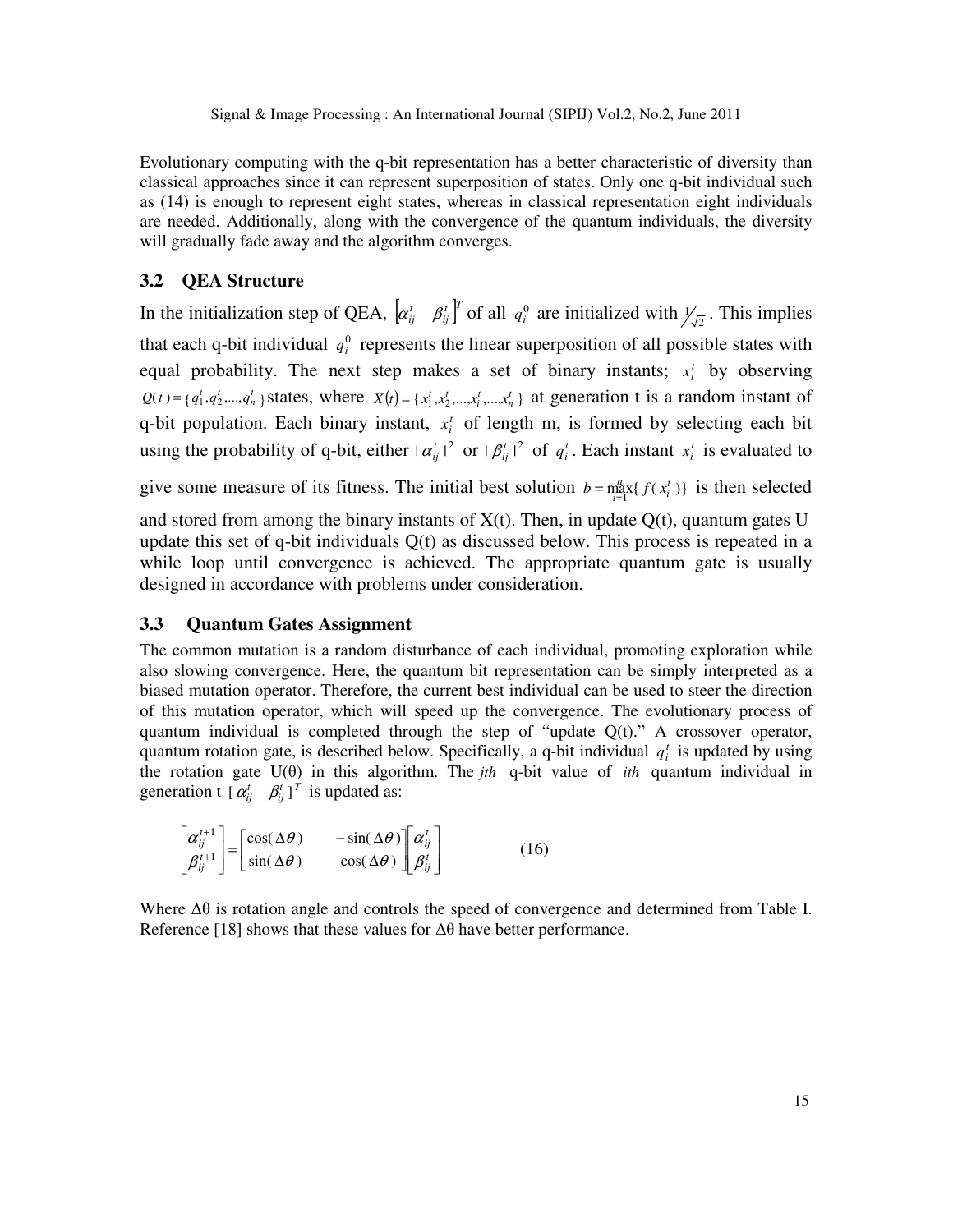Evolutionary computing with the q-bit representation has a better characteristic of diversity than classical approaches since it can represent superposition of states. Only one q-bit individual such as (14) is enough to represent eight states, whereas in classical representation eight individuals are needed. Additionally, along with the convergence of the quantum individuals, the diversity will gradually fade away and the algorithm converges.

### 3.2 QEA Structure

In the initialization step of QEA, $\begin{bmatrix}\alpha_{ij}^t & \beta_{ij}^t\end{bmatrix}^T$ of all $q_i^0$ are initialized with $1/\sqrt{2}$. This implies that each q-bit individual $q_i^0$ represents the linear superposition of all possible states with equal probability. The next step makes a set of binary instants; $x_i^t$ by observing $Q(t) = \{q_1^t, q_2^t, ..., q_n^t\}$ states, where $X(t) = \{x_1^t, x_2^t, ..., x_i^t, ..., x_n^t\}$ at generation t is a random instant of q-bit population. Each binary instant, $x_i^t$ of length m, is formed by selecting each bit using the probability of q-bit, either $|\alpha_{ij}^t|^2$ or $|\beta_{ij}^t|^2$ of $q_i^t$. Each instant $x_i^t$ is evaluated to give some measure of its fitness. The initial best solution $b = \max_{i=1}^{n}\{f(x_i^t)\}$ is then selected and stored from among the binary instants of X(t). Then, in update Q(t), quantum gates U update this set of q-bit individuals Q(t) as discussed below. This process is repeated in a while loop until convergence is achieved. The appropriate quantum gate is usually designed in accordance with problems under consideration.

### 3.3 Quantum Gates Assignment

The common mutation is a random disturbance of each individual, promoting exploration while also slowing convergence. Here, the quantum bit representation can be simply interpreted as a biased mutation operator. Therefore, the current best individual can be used to steer the direction of this mutation operator, which will speed up the convergence. The evolutionary process of quantum individual is completed through the step of "update Q(t)." A crossover operator, quantum rotation gate, is described below. Specifically, a q-bit individual $q_i^t$ is updated by using the rotation gate U(θ) in this algorithm. The *jth* q-bit value of *ith* quantum individual in generation t $[\alpha_{ij}^t \quad \beta_{ij}^t]^T$ is updated as:

$$\begin{bmatrix}\alpha_{ij}^{t+1} \\ \beta_{ij}^{t+1}\end{bmatrix} = \begin{bmatrix}\cos(\Delta\theta) & -\sin(\Delta\theta) \\ \sin(\Delta\theta) & \cos(\Delta\theta)\end{bmatrix}\begin{bmatrix}\alpha_{ij}^{t} \\ \beta_{ij}^{t}\end{bmatrix} \tag{16}$$

Where Δθ is rotation angle and controls the speed of convergence and determined from Table I. Reference [18] shows that these values for Δθ have better performance.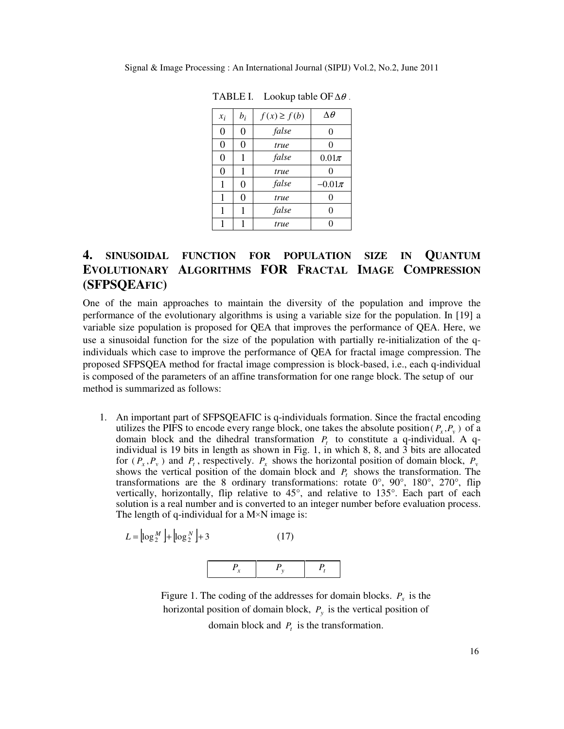TABLE I. Lookup table OF $\Delta\theta$.

| $x_i$ | $b_i$ | $f(x) \geq f(b)$ | $\Delta\theta$ |
|---|---|---|---|
| 0 | 0 | *false* | 0 |
| 0 | 0 | *true* | 0 |
| 0 | 1 | *false* | $0.01\pi$ |
| 0 | 1 | *true* | 0 |
| 1 | 0 | *false* | $-0.01\pi$ |
| 1 | 0 | *true* | 0 |
| 1 | 1 | *false* | 0 |
| 1 | 1 | *true* | 0 |

# 4. SINUSOIDAL FUNCTION FOR POPULATION SIZE IN QUANTUM EVOLUTIONARY ALGORITHMS FOR FRACTAL IMAGE COMPRESSION (SFPSQEAFIC)

One of the main approaches to maintain the diversity of the population and improve the performance of the evolutionary algorithms is using a variable size for the population. In [19] a variable size population is proposed for QEA that improves the performance of QEA. Here, we use a sinusoidal function for the size of the population with partially re-initialization of the q-individuals which case to improve the performance of QEA for fractal image compression. The proposed SFPSQEA method for fractal image compression is block-based, i.e., each q-individual is composed of the parameters of an affine transformation for one range block. The setup of our method is summarized as follows:

1. An important part of SFPSQEAFIC is q-individuals formation. Since the fractal encoding utilizes the PIFS to encode every range block, one takes the absolute position $(P_x, P_y)$ of a domain block and the dihedral transformation $P_t$ to constitute a q-individual. A q-individual is 19 bits in length as shown in Fig. 1, in which 8, 8, and 3 bits are allocated for $(P_x, P_y)$ and $P_t$, respectively. $P_x$ shows the horizontal position of domain block, $P_y$ shows the vertical position of the domain block and $P_t$ shows the transformation. The transformations are the 8 ordinary transformations: rotate 0°, 90°, 180°, 270°, flip vertically, horizontally, flip relative to 45°, and relative to 135°. Each part of each solution is a real number and is converted to an integer number before evaluation process. The length of q-individual for a M×N image is:

$$L = \lfloor \log_2^M \rfloor + \lfloor \log_2^N \rfloor + 3 \quad (17)$$

| $P_x$ | $P_y$ | $P_t$ |
|---|---|---|

Figure 1. The coding of the addresses for domain blocks. $P_x$ is the horizontal position of domain block, $P_y$ is the vertical position of domain block and $P_t$ is the transformation.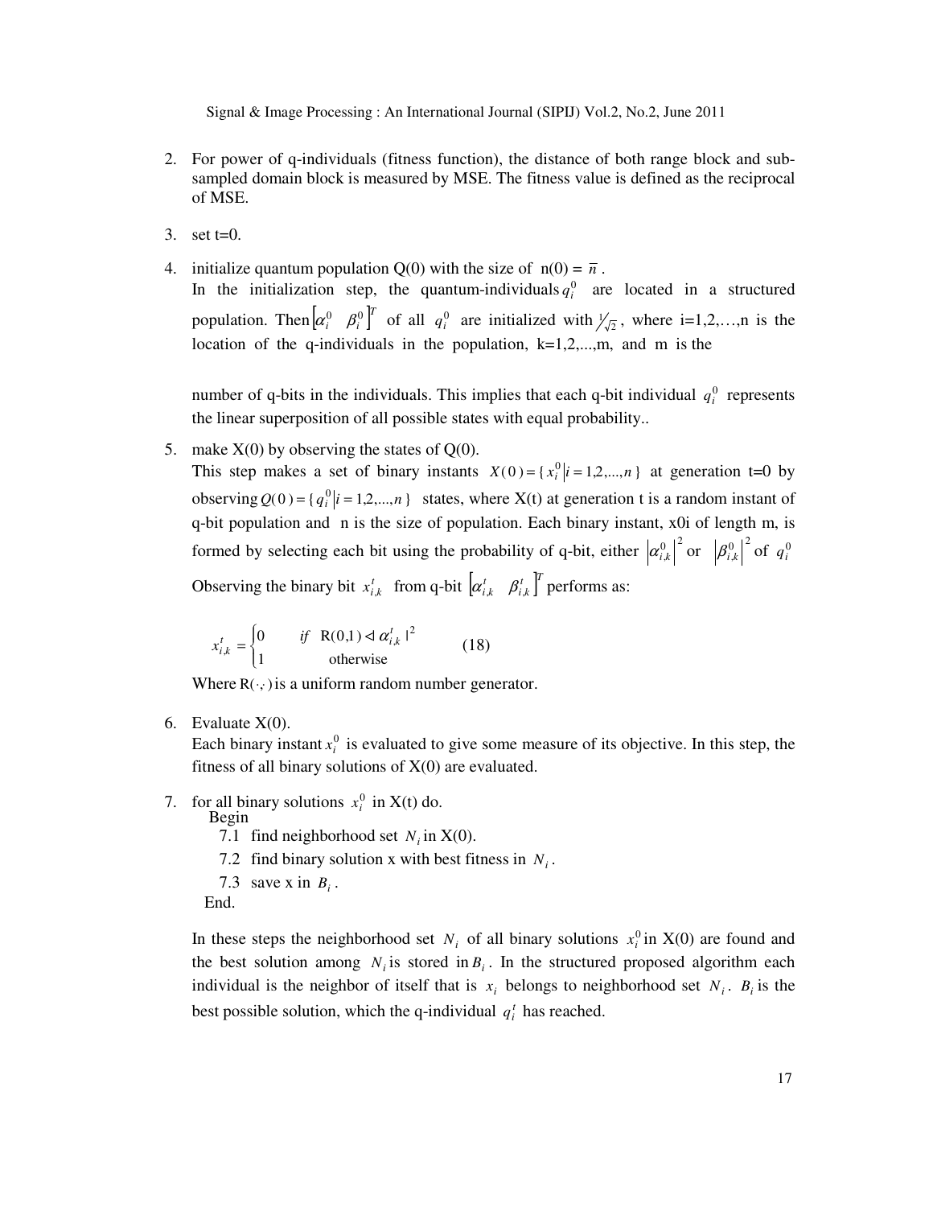2. For power of q-individuals (fitness function), the distance of both range block and sub-sampled domain block is measured by MSE. The fitness value is defined as the reciprocal of MSE.

3. set t=0.

4. initialize quantum population Q(0) with the size of n(0) = $\bar{n}$ .
   In the initialization step, the quantum-individuals $q_i^0$ are located in a structured population. Then $\begin{bmatrix}\alpha_i^0 & \beta_i^0\end{bmatrix}^T$ of all $q_i^0$ are initialized with $1/\sqrt{2}$ , where i=1,2,…,n is the location of the q-individuals in the population, k=1,2,...,m, and m is the

   number of q-bits in the individuals. This implies that each q-bit individual $q_i^0$ represents the linear superposition of all possible states with equal probability..

5. make X(0) by observing the states of Q(0).
   This step makes a set of binary instants $X(0) = \{x_i^0 | i = 1,2,...,n\}$ at generation t=0 by observing $Q(0) = \{q_i^0 | i = 1,2,...,n\}$ states, where X(t) at generation t is a random instant of q-bit population and n is the size of population. Each binary instant, x0i of length m, is formed by selecting each bit using the probability of q-bit, either $\left|\alpha_{i,k}^0\right|^2$ or $\left|\beta_{i,k}^0\right|^2$ of $q_i^0$
   Observing the binary bit $x_{i,k}^t$ from q-bit $\begin{bmatrix}\alpha_{i,k}^t & \beta_{i,k}^t\end{bmatrix}^T$ performs as:

$$x_{i,k}^t = \begin{cases} 0 & if \;\; R(0,1) \lhd \alpha_{i,k}^t \,|^2 \\ 1 & \text{otherwise} \end{cases} \qquad (18)$$

   Where $R(\cdot,\cdot)$ is a uniform random number generator.

6. Evaluate X(0).
   Each binary instant $x_i^0$ is evaluated to give some measure of its objective. In this step, the fitness of all binary solutions of X(0) are evaluated.

7. for all binary solutions $x_i^0$ in X(t) do.
   Begin
   7.1 find neighborhood set $N_i$ in X(0).
   7.2 find binary solution x with best fitness in $N_i$ .
   7.3 save x in $B_i$ .
   End.

   In these steps the neighborhood set $N_i$ of all binary solutions $x_i^0$ in X(0) are found and the best solution among $N_i$ is stored in $B_i$ . In the structured proposed algorithm each individual is the neighbor of itself that is $x_i$ belongs to neighborhood set $N_i$ . $B_i$ is the best possible solution, which the q-individual $q_i^t$ has reached.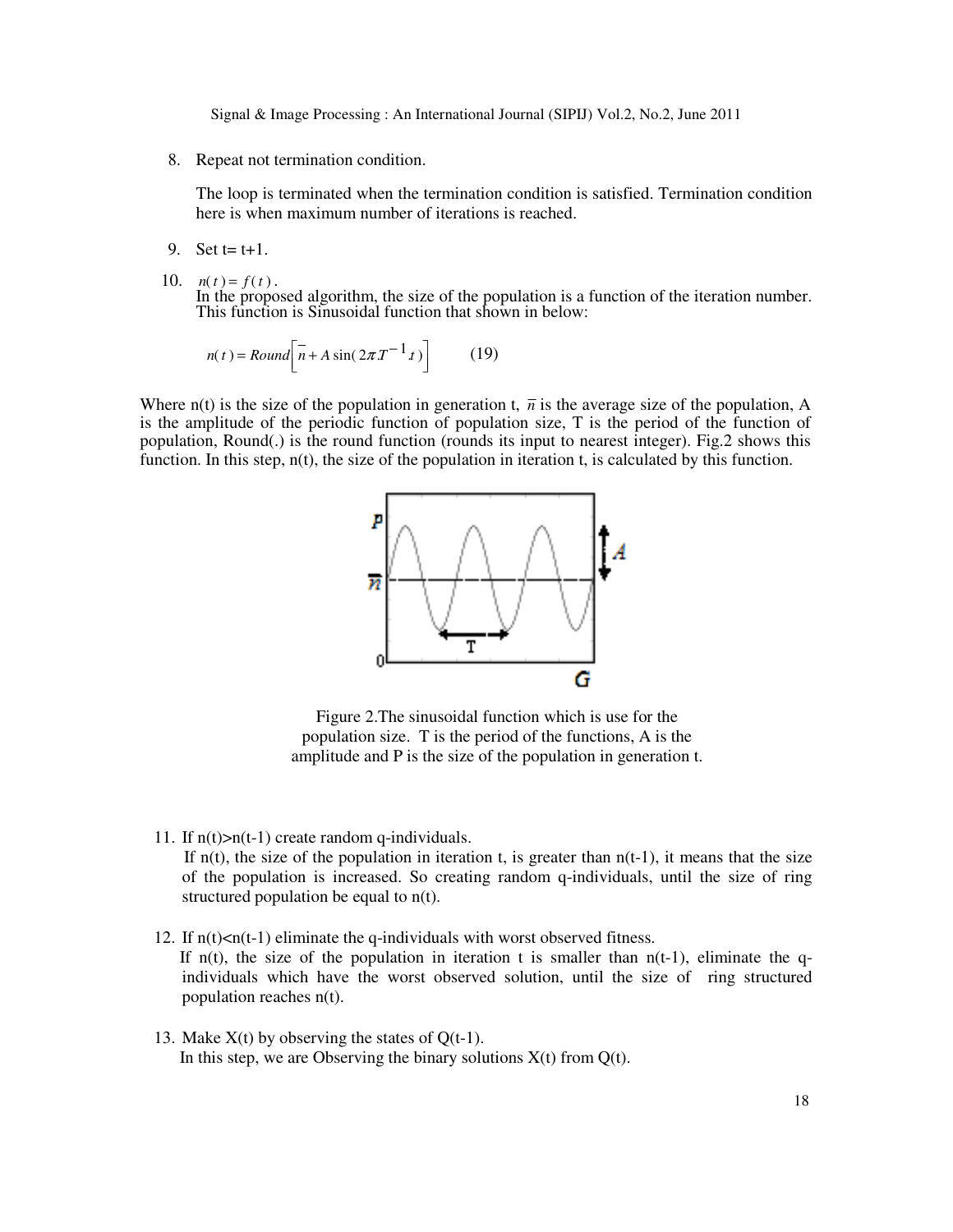8. Repeat not termination condition.

   The loop is terminated when the termination condition is satisfied. Termination condition here is when maximum number of iterations is reached.

9. Set t= t+1.

10. $n(t) = f(t)$.

    In the proposed algorithm, the size of the population is a function of the iteration number. This function is Sinusoidal function that shown in below:

$$n(t) = Round\left[\bar{n} + A\sin(2\pi T^{-1}.t)\right] \qquad (19)$$

Where n(t) is the size of the population in generation t, $\bar{n}$ is the average size of the population, A is the amplitude of the periodic function of population size, T is the period of the function of population, Round(.) is the round function (rounds its input to nearest integer). Fig.2 shows this function. In this step, n(t), the size of the population in iteration t, is calculated by this function.

Figure 2.The sinusoidal function which is use for the population size. T is the period of the functions, A is the amplitude and P is the size of the population in generation t.

11. If n(t)>n(t-1) create random q-individuals.

    If n(t), the size of the population in iteration t, is greater than n(t-1), it means that the size of the population is increased. So creating random q-individuals, until the size of ring structured population be equal to n(t).

12. If n(t)<n(t-1) eliminate the q-individuals with worst observed fitness.

    If n(t), the size of the population in iteration t is smaller than n(t-1), eliminate the q-individuals which have the worst observed solution, until the size of ring structured population reaches n(t).

13. Make X(t) by observing the states of Q(t-1).

    In this step, we are Observing the binary solutions X(t) from Q(t).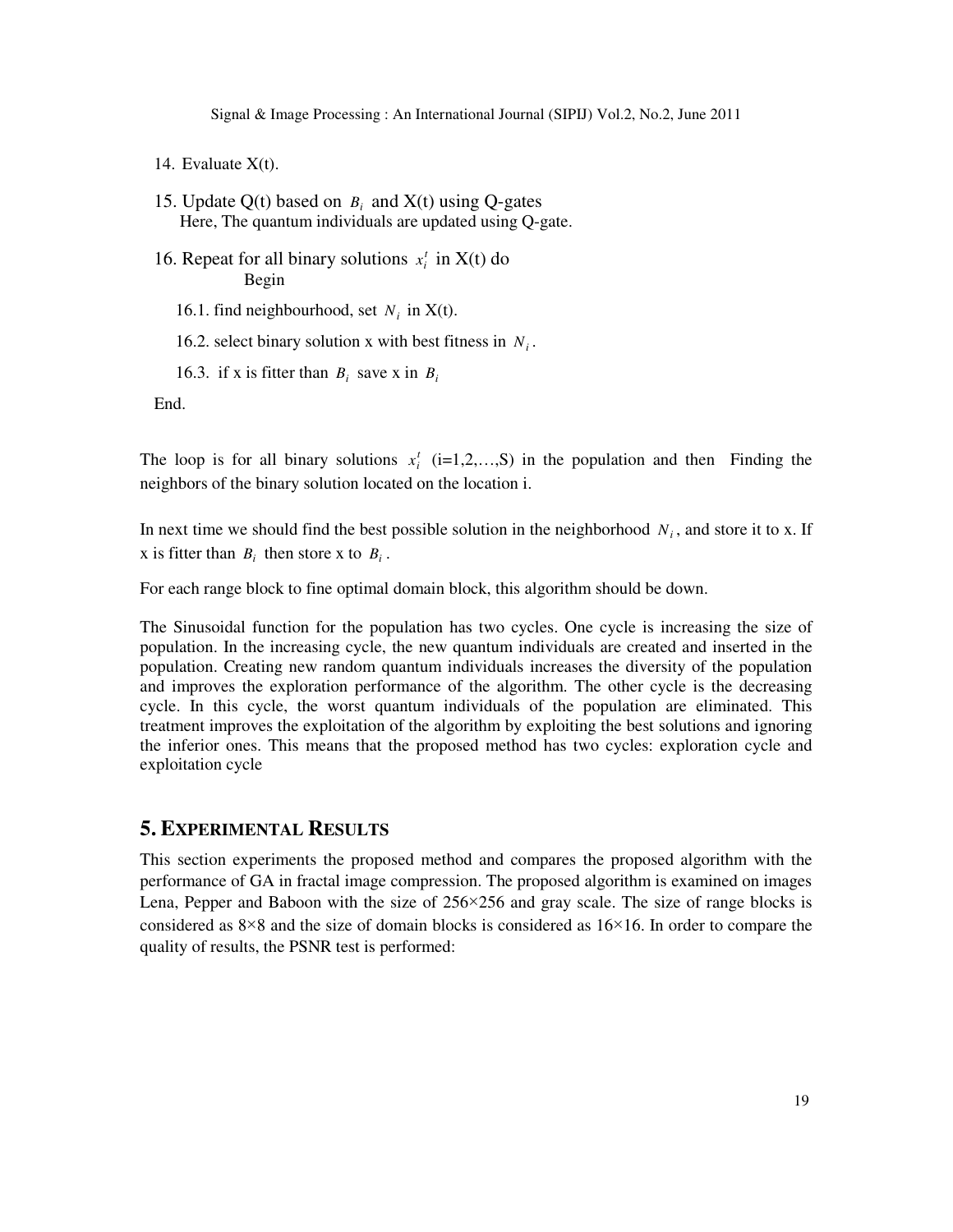14. Evaluate X(t).

15. Update Q(t) based on $B_i$ and X(t) using Q-gates
    Here, The quantum individuals are updated using Q-gate.

16. Repeat for all binary solutions $x_i^t$ in X(t) do
    Begin

    16.1. find neighbourhood, set $N_i$ in X(t).

    16.2. select binary solution x with best fitness in $N_i$.

    16.3. if x is fitter than $B_i$ save x in $B_i$

End.

The loop is for all binary solutions $x_i^t$ (i=1,2,…,S) in the population and then Finding the neighbors of the binary solution located on the location i.

In next time we should find the best possible solution in the neighborhood $N_i$, and store it to x. If x is fitter than $B_i$ then store x to $B_i$.

For each range block to fine optimal domain block, this algorithm should be down.

The Sinusoidal function for the population has two cycles. One cycle is increasing the size of population. In the increasing cycle, the new quantum individuals are created and inserted in the population. Creating new random quantum individuals increases the diversity of the population and improves the exploration performance of the algorithm. The other cycle is the decreasing cycle. In this cycle, the worst quantum individuals of the population are eliminated. This treatment improves the exploitation of the algorithm by exploiting the best solutions and ignoring the inferior ones. This means that the proposed method has two cycles: exploration cycle and exploitation cycle

## 5. EXPERIMENTAL RESULTS

This section experiments the proposed method and compares the proposed algorithm with the performance of GA in fractal image compression. The proposed algorithm is examined on images Lena, Pepper and Baboon with the size of 256×256 and gray scale. The size of range blocks is considered as 8×8 and the size of domain blocks is considered as 16×16. In order to compare the quality of results, the PSNR test is performed: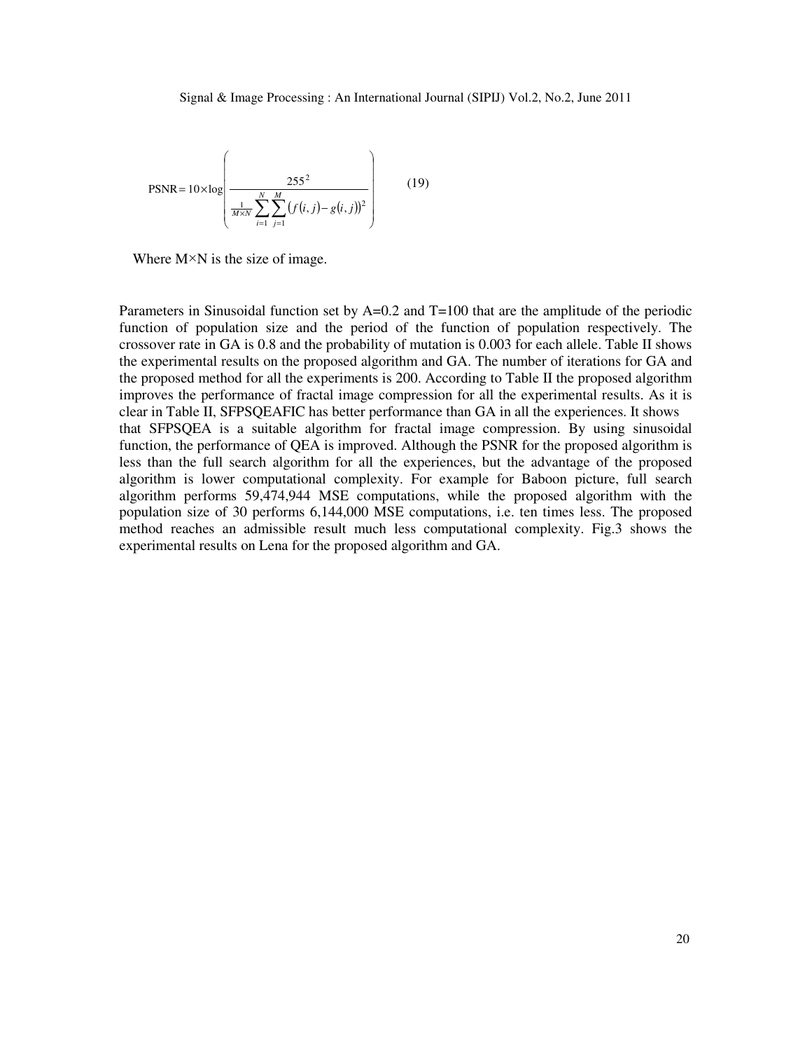$$\text{PSNR} = 10 \times \log\left(\frac{255^2}{\frac{1}{M \times N}\sum_{i=1}^{N}\sum_{j=1}^{M}\left(f(i,j) - g(i,j)\right)^2}\right) \qquad (19)$$

Where M×N is the size of image.

Parameters in Sinusoidal function set by A=0.2 and T=100 that are the amplitude of the periodic function of population size and the period of the function of population respectively. The crossover rate in GA is 0.8 and the probability of mutation is 0.003 for each allele. Table II shows the experimental results on the proposed algorithm and GA. The number of iterations for GA and the proposed method for all the experiments is 200. According to Table II the proposed algorithm improves the performance of fractal image compression for all the experimental results. As it is clear in Table II, SFPSQEAFIC has better performance than GA in all the experiences. It shows that SFPSQEA is a suitable algorithm for fractal image compression. By using sinusoidal function, the performance of QEA is improved. Although the PSNR for the proposed algorithm is less than the full search algorithm for all the experiences, but the advantage of the proposed algorithm is lower computational complexity. For example for Baboon picture, full search algorithm performs 59,474,944 MSE computations, while the proposed algorithm with the population size of 30 performs 6,144,000 MSE computations, i.e. ten times less. The proposed method reaches an admissible result much less computational complexity. Fig.3 shows the experimental results on Lena for the proposed algorithm and GA.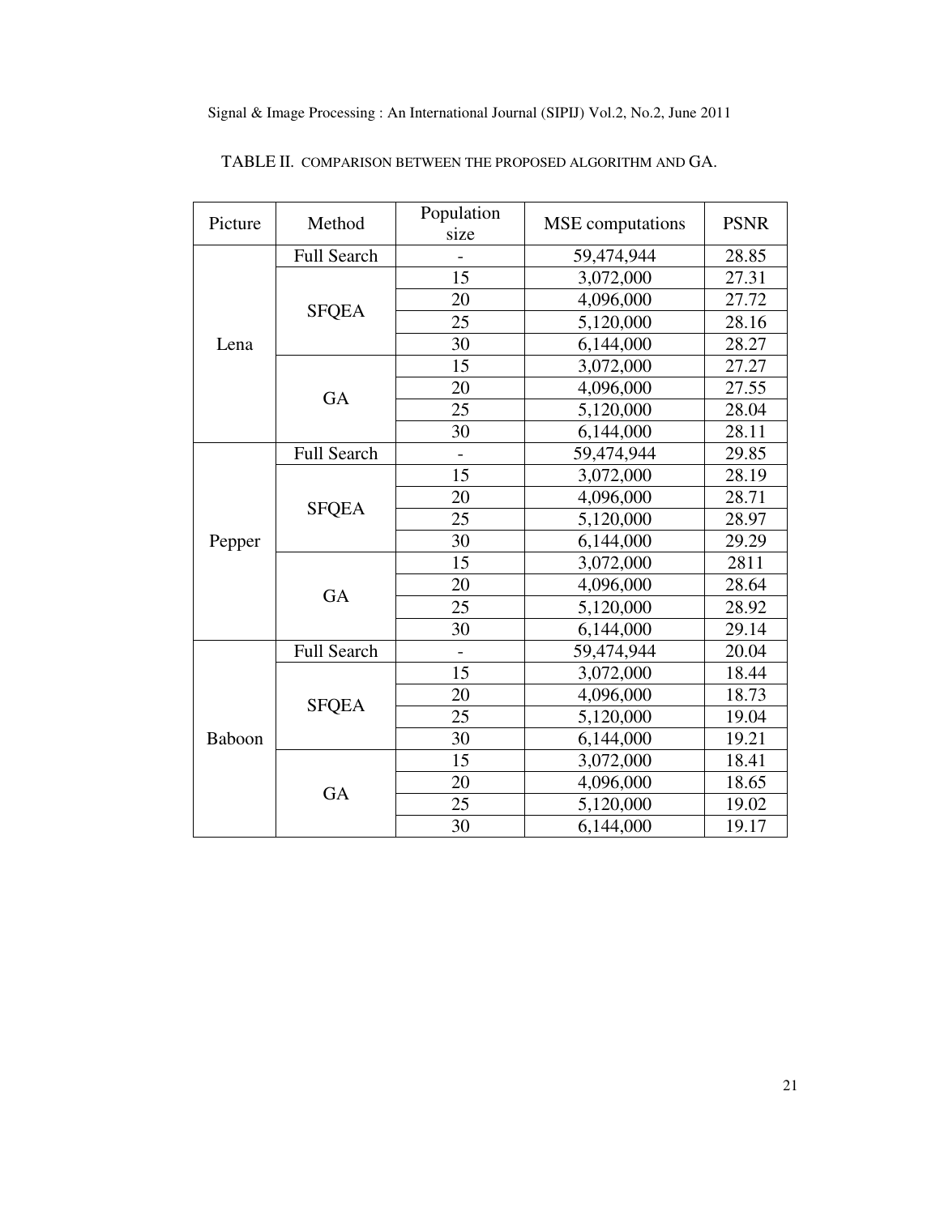TABLE II. COMPARISON BETWEEN THE PROPOSED ALGORITHM AND GA.

| Picture | Method | Population size | MSE computations | PSNR |
|---|---|---|---|---|
| Lena | Full Search | - | 59,474,944 | 28.85 |
| | SFQEA | 15 | 3,072,000 | 27.31 |
| | | 20 | 4,096,000 | 27.72 |
| | | 25 | 5,120,000 | 28.16 |
| | | 30 | 6,144,000 | 28.27 |
| | GA | 15 | 3,072,000 | 27.27 |
| | | 20 | 4,096,000 | 27.55 |
| | | 25 | 5,120,000 | 28.04 |
| | | 30 | 6,144,000 | 28.11 |
| Pepper | Full Search | - | 59,474,944 | 29.85 |
| | SFQEA | 15 | 3,072,000 | 28.19 |
| | | 20 | 4,096,000 | 28.71 |
| | | 25 | 5,120,000 | 28.97 |
| | | 30 | 6,144,000 | 29.29 |
| | GA | 15 | 3,072,000 | 2811 |
| | | 20 | 4,096,000 | 28.64 |
| | | 25 | 5,120,000 | 28.92 |
| | | 30 | 6,144,000 | 29.14 |
| Baboon | Full Search | - | 59,474,944 | 20.04 |
| | SFQEA | 15 | 3,072,000 | 18.44 |
| | | 20 | 4,096,000 | 18.73 |
| | | 25 | 5,120,000 | 19.04 |
| | | 30 | 6,144,000 | 19.21 |
| | GA | 15 | 3,072,000 | 18.41 |
| | | 20 | 4,096,000 | 18.65 |
| | | 25 | 5,120,000 | 19.02 |
| | | 30 | 6,144,000 | 19.17 |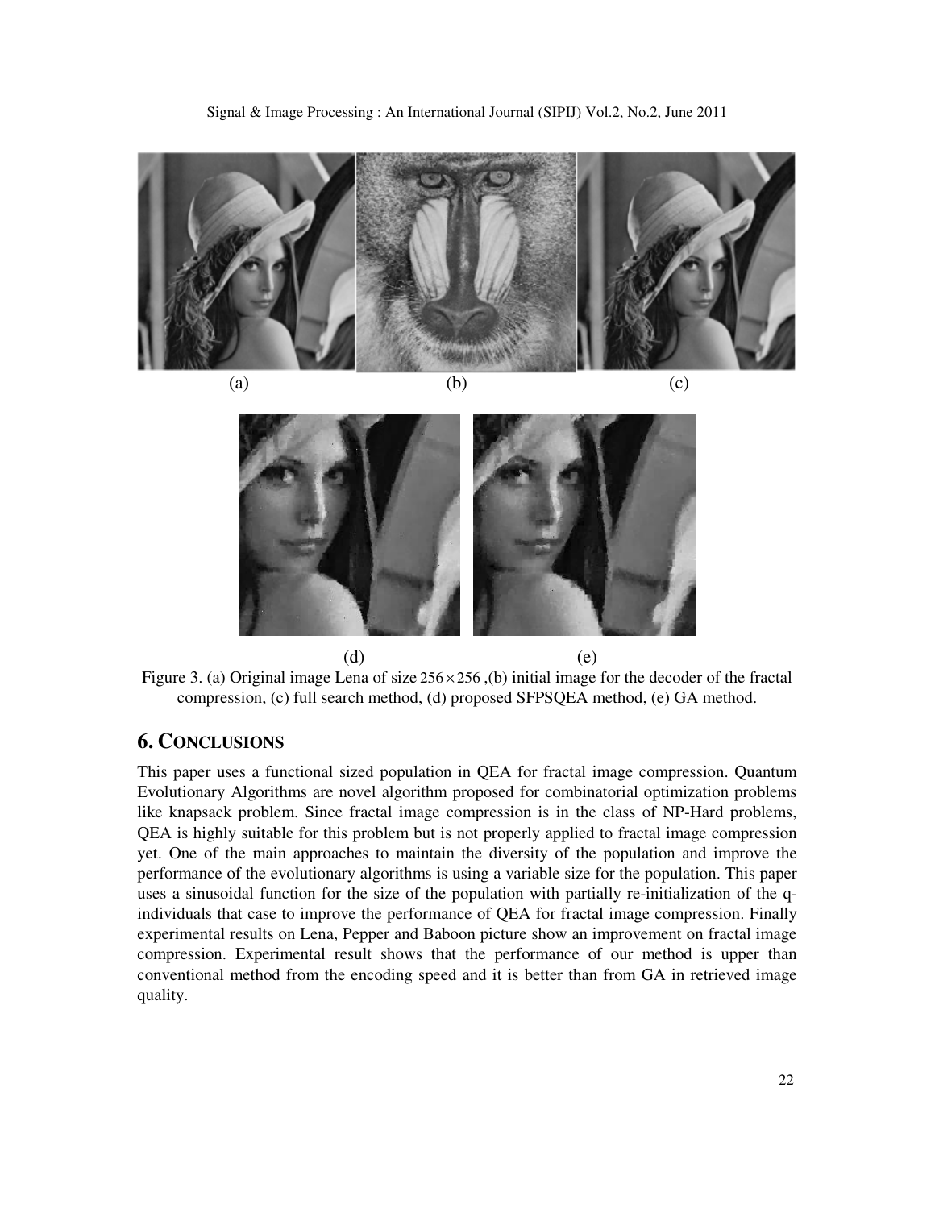(a) (b) (c)

(d) (e)

Figure 3. (a) Original image Lena of size $256 \times 256$ ,(b) initial image for the decoder of the fractal compression, (c) full search method, (d) proposed SFPSQEA method, (e) GA method.

## 6. CONCLUSIONS

This paper uses a functional sized population in QEA for fractal image compression. Quantum Evolutionary Algorithms are novel algorithm proposed for combinatorial optimization problems like knapsack problem. Since fractal image compression is in the class of NP-Hard problems, QEA is highly suitable for this problem but is not properly applied to fractal image compression yet. One of the main approaches to maintain the diversity of the population and improve the performance of the evolutionary algorithms is using a variable size for the population. This paper uses a sinusoidal function for the size of the population with partially re-initialization of the q-individuals that case to improve the performance of QEA for fractal image compression. Finally experimental results on Lena, Pepper and Baboon picture show an improvement on fractal image compression. Experimental result shows that the performance of our method is upper than conventional method from the encoding speed and it is better than from GA in retrieved image quality.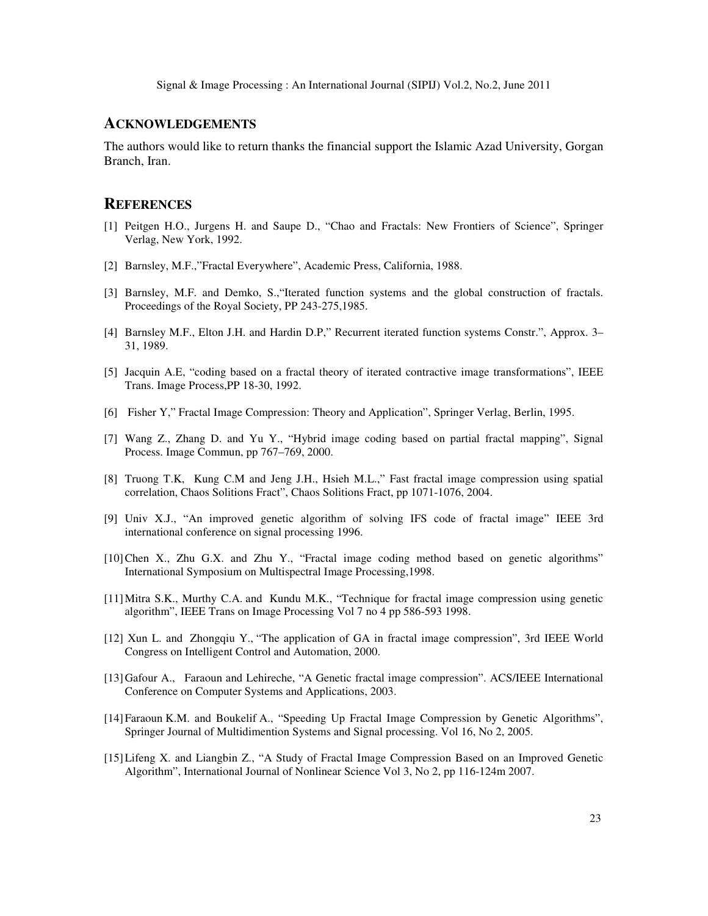## ACKNOWLEDGEMENTS

The authors would like to return thanks the financial support the Islamic Azad University, Gorgan Branch, Iran.

## REFERENCES

[1] Peitgen H.O., Jurgens H. and Saupe D., "Chao and Fractals: New Frontiers of Science", Springer Verlag, New York, 1992.

[2] Barnsley, M.F.,"Fractal Everywhere", Academic Press, California, 1988.

[3] Barnsley, M.F. and Demko, S.,"Iterated function systems and the global construction of fractals. Proceedings of the Royal Society, PP 243-275,1985.

[4] Barnsley M.F., Elton J.H. and Hardin D.P," Recurrent iterated function systems Constr.", Approx. 3–31, 1989.

[5] Jacquin A.E, "coding based on a fractal theory of iterated contractive image transformations", IEEE Trans. Image Process,PP 18-30, 1992.

[6] Fisher Y," Fractal Image Compression: Theory and Application", Springer Verlag, Berlin, 1995.

[7] Wang Z., Zhang D. and Yu Y., "Hybrid image coding based on partial fractal mapping", Signal Process. Image Commun, pp 767–769, 2000.

[8] Truong T.K, Kung C.M and Jeng J.H., Hsieh M.L.," Fast fractal image compression using spatial correlation, Chaos Solitions Fract", Chaos Solitions Fract, pp 1071-1076, 2004.

[9] Univ X.J., "An improved genetic algorithm of solving IFS code of fractal image" IEEE 3rd international conference on signal processing 1996.

[10] Chen X., Zhu G.X. and Zhu Y., "Fractal image coding method based on genetic algorithms" International Symposium on Multispectral Image Processing,1998.

[11] Mitra S.K., Murthy C.A. and Kundu M.K., "Technique for fractal image compression using genetic algorithm", IEEE Trans on Image Processing Vol 7 no 4 pp 586-593 1998.

[12] Xun L. and Zhongqiu Y., "The application of GA in fractal image compression", 3rd IEEE World Congress on Intelligent Control and Automation, 2000.

[13] Gafour A., Faraoun and Lehireche, "A Genetic fractal image compression". ACS/IEEE International Conference on Computer Systems and Applications, 2003.

[14] Faraoun K.M. and Boukelif A., "Speeding Up Fractal Image Compression by Genetic Algorithms", Springer Journal of Multidimention Systems and Signal processing. Vol 16, No 2, 2005.

[15] Lifeng X. and Liangbin Z., "A Study of Fractal Image Compression Based on an Improved Genetic Algorithm", International Journal of Nonlinear Science Vol 3, No 2, pp 116-124m 2007.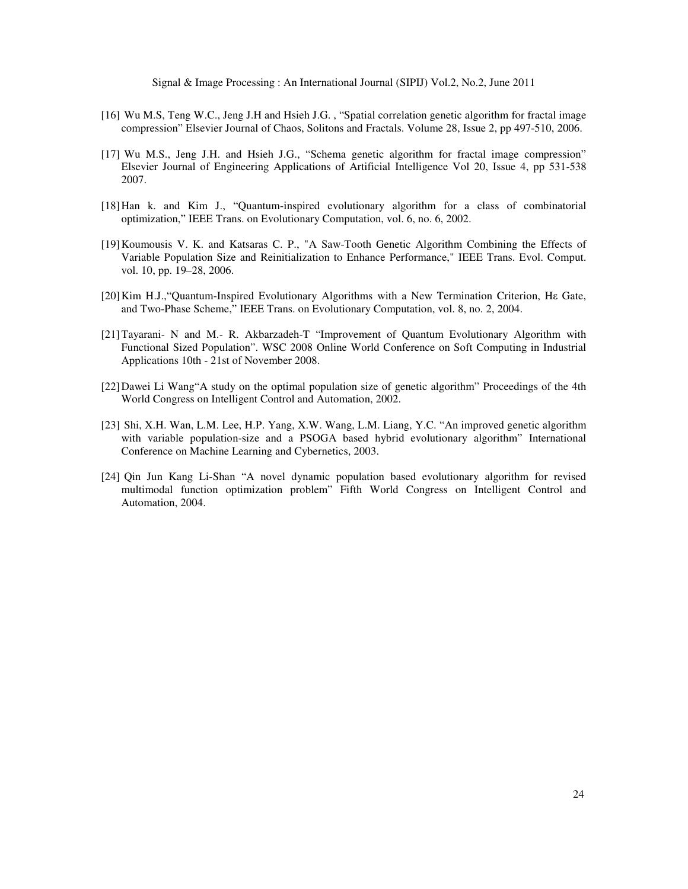[16] Wu M.S, Teng W.C., Jeng J.H and Hsieh J.G. , "Spatial correlation genetic algorithm for fractal image compression" Elsevier Journal of Chaos, Solitons and Fractals. Volume 28, Issue 2, pp 497-510, 2006.

[17] Wu M.S., Jeng J.H. and Hsieh J.G., "Schema genetic algorithm for fractal image compression" Elsevier Journal of Engineering Applications of Artificial Intelligence Vol 20, Issue 4, pp 531-538 2007.

[18] Han k. and Kim J., "Quantum-inspired evolutionary algorithm for a class of combinatorial optimization," IEEE Trans. on Evolutionary Computation, vol. 6, no. 6, 2002.

[19] Koumousis V. K. and Katsaras C. P., "A Saw-Tooth Genetic Algorithm Combining the Effects of Variable Population Size and Reinitialization to Enhance Performance," IEEE Trans. Evol. Comput. vol. 10, pp. 19–28, 2006.

[20] Kim H.J.,"Quantum-Inspired Evolutionary Algorithms with a New Termination Criterion, Hε Gate, and Two-Phase Scheme," IEEE Trans. on Evolutionary Computation, vol. 8, no. 2, 2004.

[21] Tayarani- N and M.- R. Akbarzadeh-T "Improvement of Quantum Evolutionary Algorithm with Functional Sized Population". WSC 2008 Online World Conference on Soft Computing in Industrial Applications 10th - 21st of November 2008.

[22] Dawei Li Wang"A study on the optimal population size of genetic algorithm" Proceedings of the 4th World Congress on Intelligent Control and Automation, 2002.

[23] Shi, X.H. Wan, L.M. Lee, H.P. Yang, X.W. Wang, L.M. Liang, Y.C. "An improved genetic algorithm with variable population-size and a PSOGA based hybrid evolutionary algorithm" International Conference on Machine Learning and Cybernetics, 2003.

[24] Qin Jun Kang Li-Shan "A novel dynamic population based evolutionary algorithm for revised multimodal function optimization problem" Fifth World Congress on Intelligent Control and Automation, 2004.